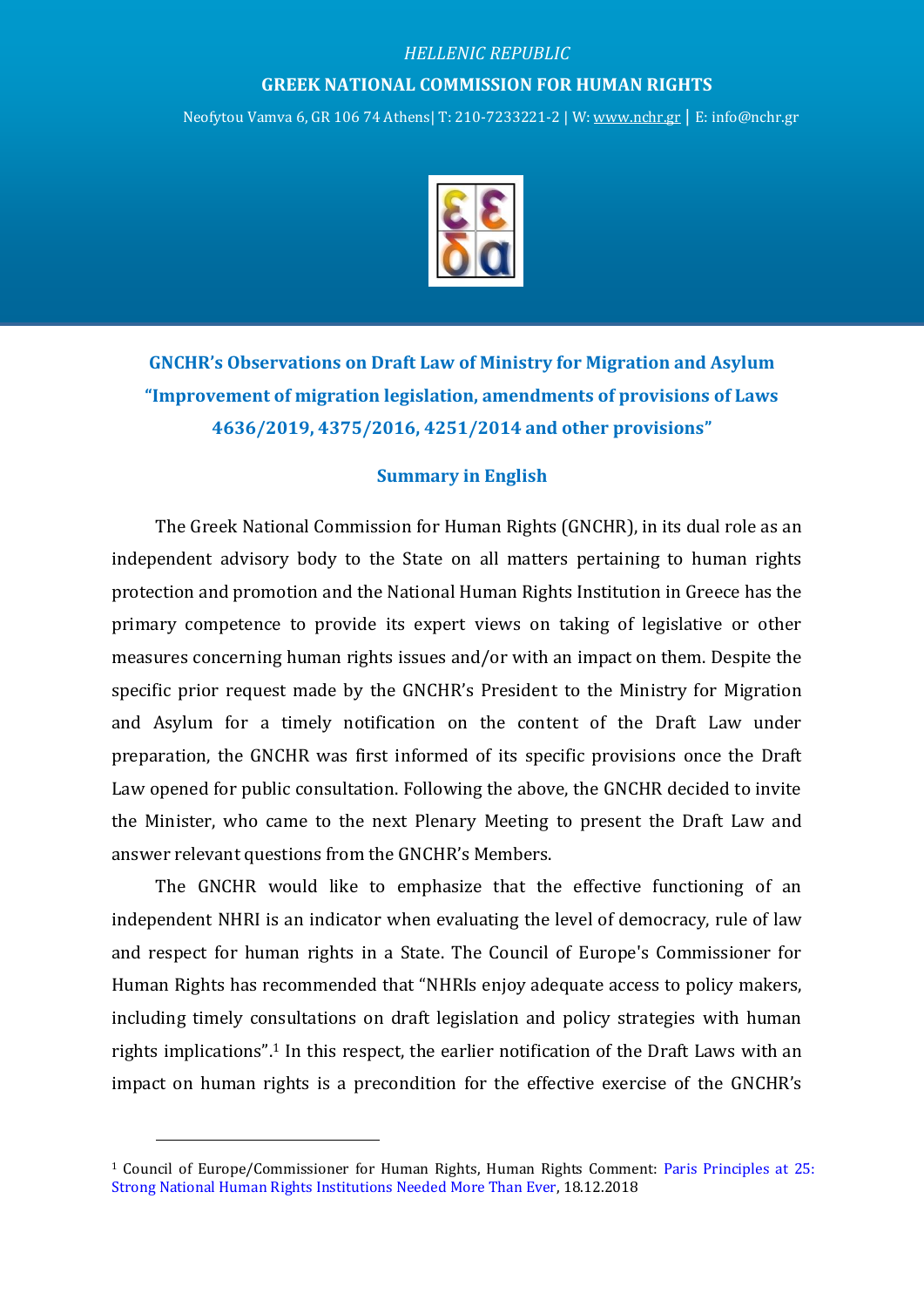*HELLENIC REPUBLIC*

**GREEK NATIONAL COMMISSION FOR HUMAN RIGHTS**

Neofytou Vamva 6, GR 106 74 Athens| T: 210-7233221-2 | W: www.nchr.gr | E: info@nchr.gr

## GNCHR's Observations on Draft Law of Ministry for Migration and Asylum "Improvement of migration legislation, amendments of provisions of Laws 4636/2019, 4375/2016, 4251/2014 and other provisions"

### Summary in English

The Greek National Commission for Human Rights (GNCHR), in its dual role as an independent advisory body to the State on all matters pertaining to human rights protection and promotion and the National Human Rights Institution in Greece has the primary competence to provide its expert views on taking of legislative or other measures concerning human rights issues and/or with an impact on them. Despite the specific prior request made by the GNCHR's President to the Ministry for Migration and Asylum for a timely notification on the content of the Draft Law under preparation, the GNCHR was first informed of its specific provisions once the Draft Law opened for public consultation. Following the above, the GNCHR decided to invite the Minister, who came to the next Plenary Meeting to present the Draft Law and answer relevant questions from the GNCHR's Members.

The GNCHR would like to emphasize that the effective functioning of an independent NHRI is an indicator when evaluating the level of democracy, rule of law and respect for human rights in a State. The Council of Europe's Commissioner for Human Rights has recommended that "NHRIs enjoy adequate access to policy makers, including timely consultations on draft legislation and policy strategies with human rights implications".[1] In this respect, the earlier notification of the Draft Laws with an impact on human rights is a precondition for the effective exercise of the GNCHR's

[1] Council of Europe/Commissioner for Human Rights, Human Rights Comment: Paris Principles at 25: Strong National Human Rights Institutions Needed More Than Ever, 18.12.2018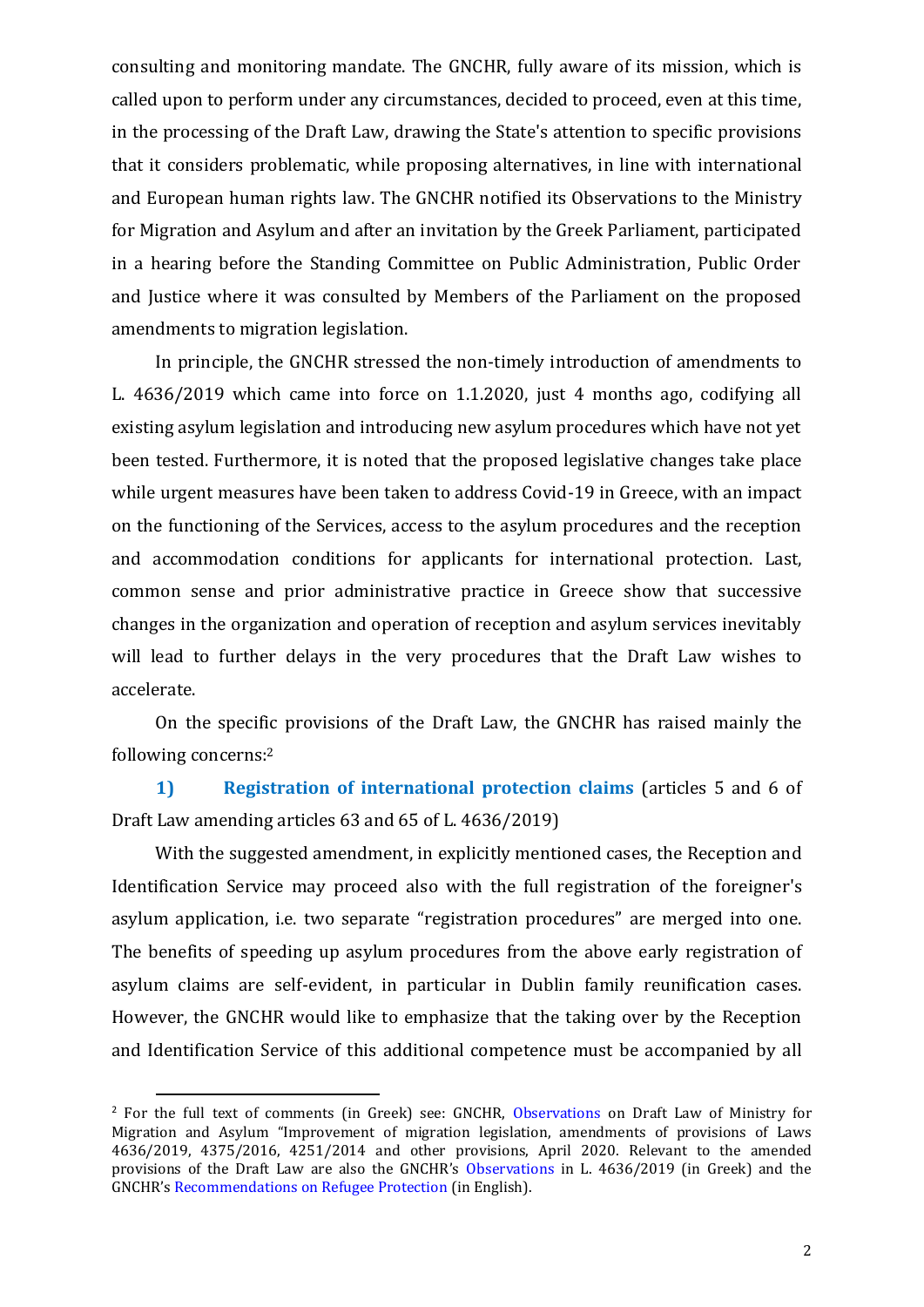consulting and monitoring mandate. The GNCHR, fully aware of its mission, which is called upon to perform under any circumstances, decided to proceed, even at this time, in the processing of the Draft Law, drawing the State's attention to specific provisions that it considers problematic, while proposing alternatives, in line with international and European human rights law. The GNCHR notified its Observations to the Ministry for Migration and Asylum and after an invitation by the Greek Parliament, participated in a hearing before the Standing Committee on Public Administration, Public Order and Justice where it was consulted by Members of the Parliament on the proposed amendments to migration legislation.

In principle, the GNCHR stressed the non-timely introduction of amendments to L. 4636/2019 which came into force on 1.1.2020, just 4 months ago, codifying all existing asylum legislation and introducing new asylum procedures which have not yet been tested. Furthermore, it is noted that the proposed legislative changes take place while urgent measures have been taken to address Covid-19 in Greece, with an impact on the functioning of the Services, access to the asylum procedures and the reception and accommodation conditions for applicants for international protection. Last, common sense and prior administrative practice in Greece show that successive changes in the organization and operation of reception and asylum services inevitably will lead to further delays in the very procedures that the Draft Law wishes to accelerate.

On the specific provisions of the Draft Law, the GNCHR has raised mainly the following concerns:[2]

**1) Registration of international protection claims** (articles 5 and 6 of Draft Law amending articles 63 and 65 of L. 4636/2019)

With the suggested amendment, in explicitly mentioned cases, the Reception and Identification Service may proceed also with the full registration of the foreigner's asylum application, i.e. two separate "registration procedures" are merged into one. The benefits of speeding up asylum procedures from the above early registration of asylum claims are self-evident, in particular in Dublin family reunification cases. However, the GNCHR would like to emphasize that the taking over by the Reception and Identification Service of this additional competence must be accompanied by all

[2] For the full text of comments (in Greek) see: GNCHR, Observations on Draft Law of Ministry for Migration and Asylum "Improvement of migration legislation, amendments of provisions of Laws 4636/2019, 4375/2016, 4251/2014 and other provisions, April 2020. Relevant to the amended provisions of the Draft Law are also the GNCHR's Observations in L. 4636/2019 (in Greek) and the GNCHR's Recommendations on Refugee Protection (in English).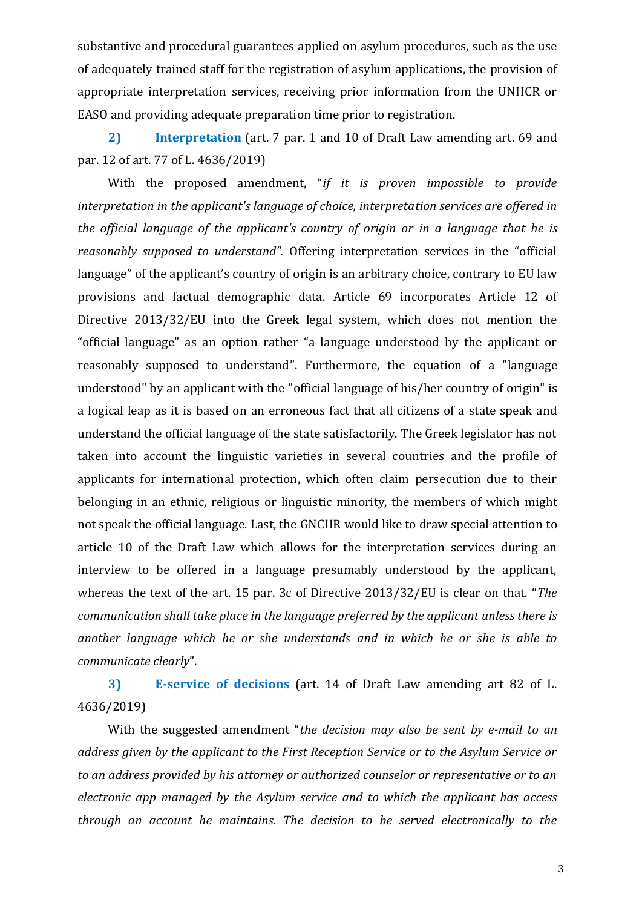substantive and procedural guarantees applied on asylum procedures, such as the use of adequately trained staff for the registration of asylum applications, the provision of appropriate interpretation services, receiving prior information from the UNHCR or EASO and providing adequate preparation time prior to registration.

**2) Interpretation** (art. 7 par. 1 and 10 of Draft Law amending art. 69 and par. 12 of art. 77 of L. 4636/2019)

With the proposed amendment, "*if it is proven impossible to provide interpretation in the applicant's language of choice, interpretation services are offered in the official language of the applicant's country of origin or in a language that he is reasonably supposed to understand".* Offering interpretation services in the "official language" of the applicant's country of origin is an arbitrary choice, contrary to EU law provisions and factual demographic data. Article 69 incorporates Article 12 of Directive 2013/32/EU into the Greek legal system, which does not mention the "official language" as an option rather "a language understood by the applicant or reasonably supposed to understand". Furthermore, the equation of a "language understood" by an applicant with the "official language of his/her country of origin" is a logical leap as it is based on an erroneous fact that all citizens of a state speak and understand the official language of the state satisfactorily. The Greek legislator has not taken into account the linguistic varieties in several countries and the profile of applicants for international protection, which often claim persecution due to their belonging in an ethnic, religious or linguistic minority, the members of which might not speak the official language. Last, the GNCHR would like to draw special attention to article 10 of the Draft Law which allows for the interpretation services during an interview to be offered in a language presumably understood by the applicant, whereas the text of the art. 15 par. 3c of Directive 2013/32/EU is clear on that. "*The communication shall take place in the language preferred by the applicant unless there is another language which he or she understands and in which he or she is able to communicate clearly*".

**3) E-service of decisions** (art. 14 of Draft Law amending art 82 of L. 4636/2019)

With the suggested amendment "*the decision may also be sent by e-mail to an address given by the applicant to the First Reception Service or to the Asylum Service or to an address provided by his attorney or authorized counselor or representative or to an electronic app managed by the Asylum service and to which the applicant has access through an account he maintains. The decision to be served electronically to the*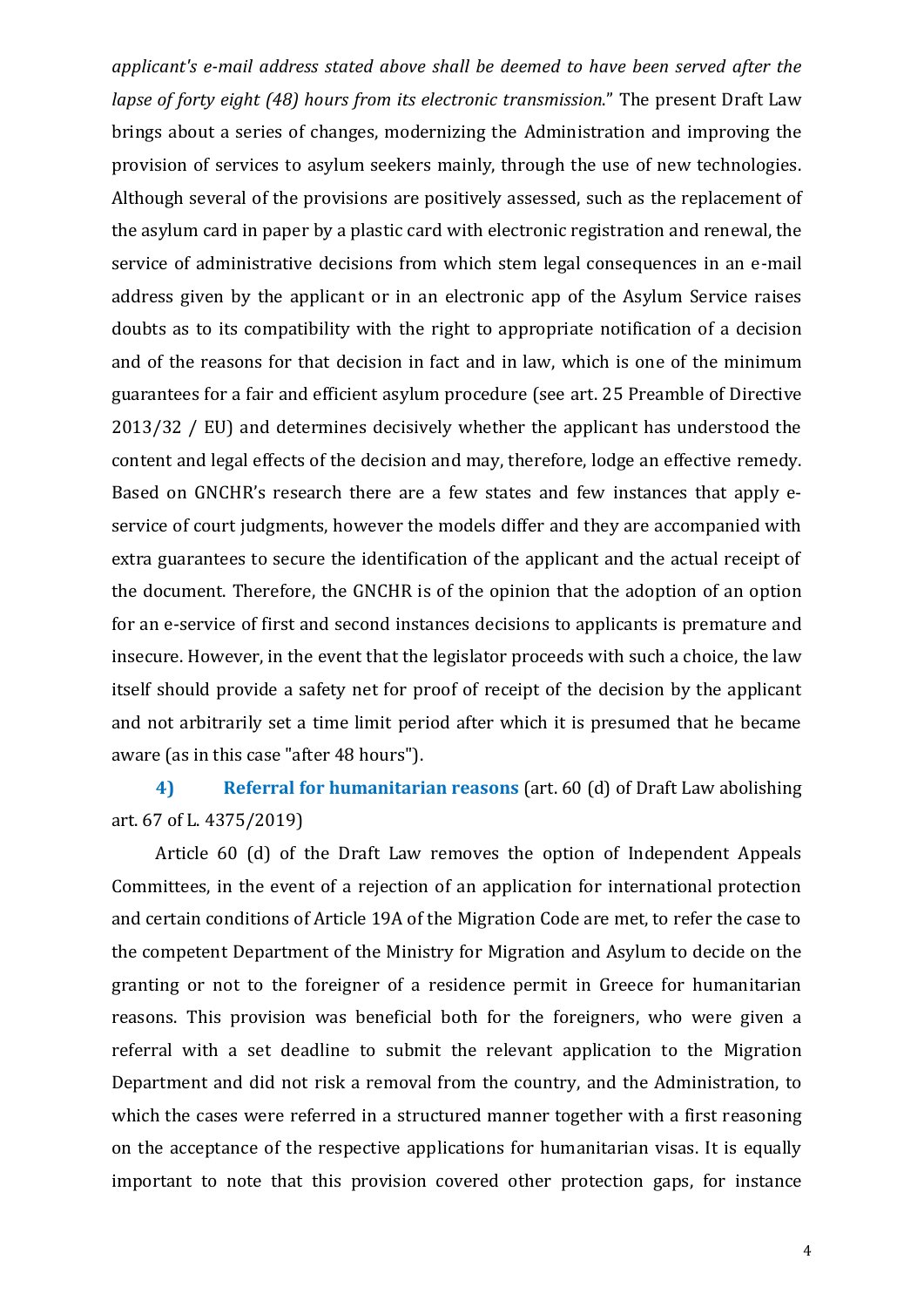*applicant's e-mail address stated above shall be deemed to have been served after the lapse of forty eight (48) hours from its electronic transmission*." The present Draft Law brings about a series of changes, modernizing the Administration and improving the provision of services to asylum seekers mainly, through the use of new technologies. Although several of the provisions are positively assessed, such as the replacement of the asylum card in paper by a plastic card with electronic registration and renewal, the service of administrative decisions from which stem legal consequences in an e-mail address given by the applicant or in an electronic app of the Asylum Service raises doubts as to its compatibility with the right to appropriate notification of a decision and of the reasons for that decision in fact and in law, which is one of the minimum guarantees for a fair and efficient asylum procedure (see art. 25 Preamble of Directive 2013/32 / EU) and determines decisively whether the applicant has understood the content and legal effects of the decision and may, therefore, lodge an effective remedy. Based on GNCHR's research there are a few states and few instances that apply e-service of court judgments, however the models differ and they are accompanied with extra guarantees to secure the identification of the applicant and the actual receipt of the document. Therefore, the GNCHR is of the opinion that the adoption of an option for an e-service of first and second instances decisions to applicants is premature and insecure. However, in the event that the legislator proceeds with such a choice, the law itself should provide a safety net for proof of receipt of the decision by the applicant and not arbitrarily set a time limit period after which it is presumed that he became aware (as in this case "after 48 hours").

**4) Referral for humanitarian reasons** (art. 60 (d) of Draft Law abolishing art. 67 of L. 4375/2019)

Article 60 (d) of the Draft Law removes the option of Independent Appeals Committees, in the event of a rejection of an application for international protection and certain conditions of Article 19A of the Migration Code are met, to refer the case to the competent Department of the Ministry for Migration and Asylum to decide on the granting or not to the foreigner of a residence permit in Greece for humanitarian reasons. This provision was beneficial both for the foreigners, who were given a referral with a set deadline to submit the relevant application to the Migration Department and did not risk a removal from the country, and the Administration, to which the cases were referred in a structured manner together with a first reasoning on the acceptance of the respective applications for humanitarian visas. It is equally important to note that this provision covered other protection gaps, for instance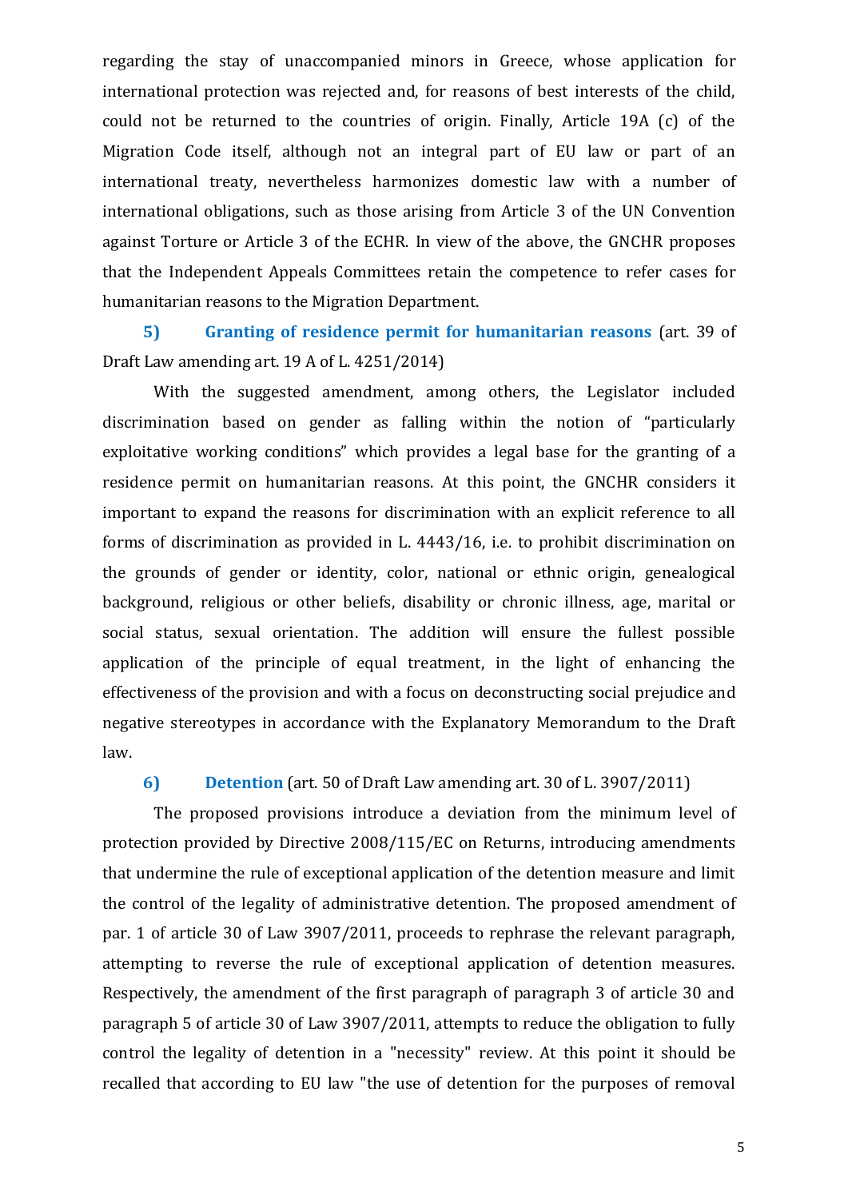regarding the stay of unaccompanied minors in Greece, whose application for international protection was rejected and, for reasons of best interests of the child, could not be returned to the countries of origin. Finally, Article 19A (c) of the Migration Code itself, although not an integral part of EU law or part of an international treaty, nevertheless harmonizes domestic law with a number of international obligations, such as those arising from Article 3 of the UN Convention against Torture or Article 3 of the ECHR. In view of the above, the GNCHR proposes that the Independent Appeals Committees retain the competence to refer cases for humanitarian reasons to the Migration Department.

**5) Granting of residence permit for humanitarian reasons** (art. 39 of Draft Law amending art. 19 A of L. 4251/2014)

With the suggested amendment, among others, the Legislator included discrimination based on gender as falling within the notion of "particularly exploitative working conditions" which provides a legal base for the granting of a residence permit on humanitarian reasons. At this point, the GNCHR considers it important to expand the reasons for discrimination with an explicit reference to all forms of discrimination as provided in L. 4443/16, i.e. to prohibit discrimination on the grounds of gender or identity, color, national or ethnic origin, genealogical background, religious or other beliefs, disability or chronic illness, age, marital or social status, sexual orientation. The addition will ensure the fullest possible application of the principle of equal treatment, in the light of enhancing the effectiveness of the provision and with a focus on deconstructing social prejudice and negative stereotypes in accordance with the Explanatory Memorandum to the Draft law.

**6) Detention** (art. 50 of Draft Law amending art. 30 of L. 3907/2011)

The proposed provisions introduce a deviation from the minimum level of protection provided by Directive 2008/115/EC on Returns, introducing amendments that undermine the rule of exceptional application of the detention measure and limit the control of the legality of administrative detention. The proposed amendment of par. 1 of article 30 of Law 3907/2011, proceeds to rephrase the relevant paragraph, attempting to reverse the rule of exceptional application of detention measures. Respectively, the amendment of the first paragraph of paragraph 3 of article 30 and paragraph 5 of article 30 of Law 3907/2011, attempts to reduce the obligation to fully control the legality of detention in a "necessity" review. At this point it should be recalled that according to EU law "the use of detention for the purposes of removal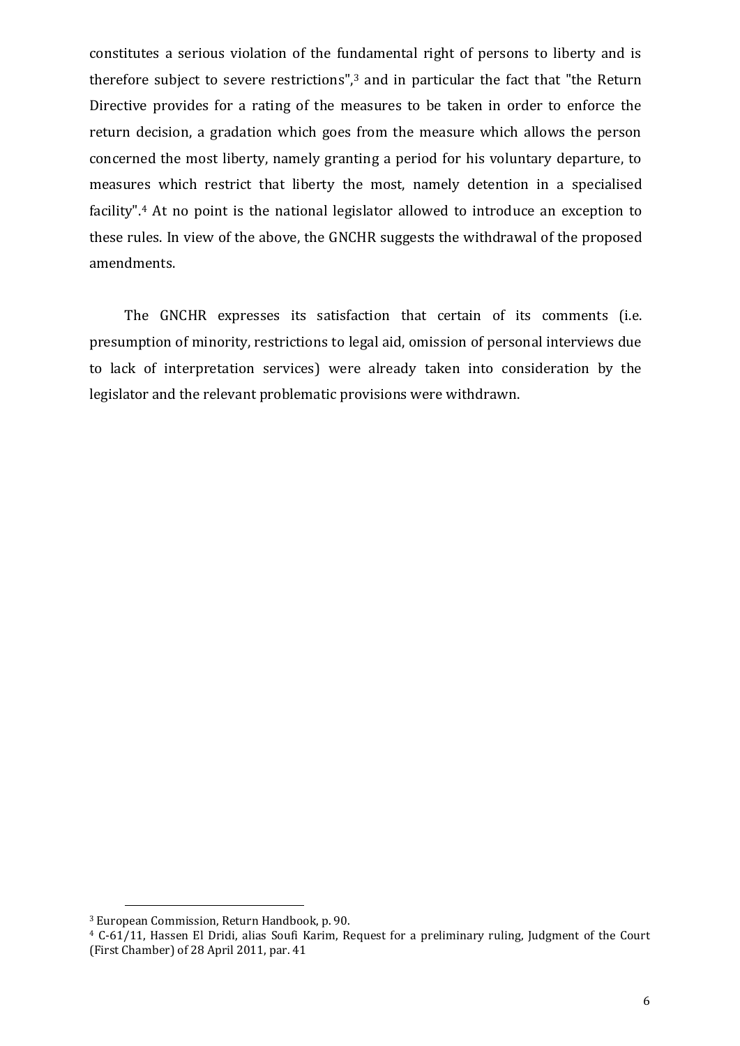constitutes a serious violation of the fundamental right of persons to liberty and is therefore subject to severe restrictions",[3] and in particular the fact that "the Return Directive provides for a rating of the measures to be taken in order to enforce the return decision, a gradation which goes from the measure which allows the person concerned the most liberty, namely granting a period for his voluntary departure, to measures which restrict that liberty the most, namely detention in a specialised facility".[4] At no point is the national legislator allowed to introduce an exception to these rules. In view of the above, the GNCHR suggests the withdrawal of the proposed amendments.

The GNCHR expresses its satisfaction that certain of its comments (i.e. presumption of minority, restrictions to legal aid, omission of personal interviews due to lack of interpretation services) were already taken into consideration by the legislator and the relevant problematic provisions were withdrawn.

---

[3] European Commission, Return Handbook, p. 90.

[4] C-61/11, Hassen El Dridi, alias Soufi Karim, Request for a preliminary ruling, Judgment of the Court (First Chamber) of 28 April 2011, par. 41